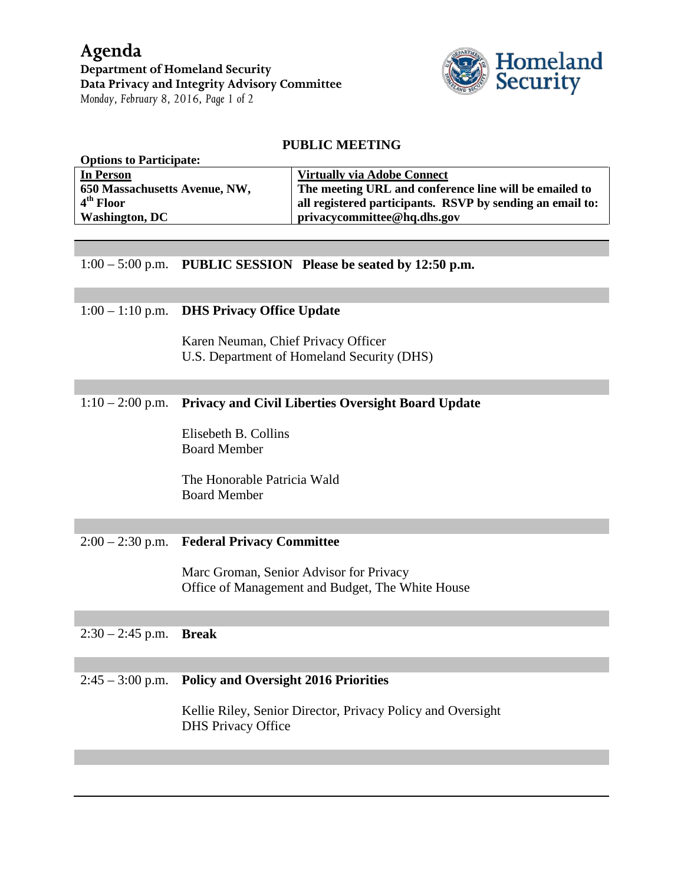# Agenda

**Department of Homeland Security**
**Data Privacy and Integrity Advisory Committee**
*Monday, February 8, 2016, Page 1 of 2*

## PUBLIC MEETING

**Options to Participate:**

| In Person | Virtually via Adobe Connect |
|---|---|
| **650 Massachusetts Avenue, NW, 4th Floor Washington, DC** | **The meeting URL and conference line will be emailed to all registered participants. RSVP by sending an email to: privacycommittee@hq.dhs.gov** |

1:00 – 5:00 p.m. **PUBLIC SESSION Please be seated by 12:50 p.m.**

1:00 – 1:10 p.m. **DHS Privacy Office Update**

Karen Neuman, Chief Privacy Officer
U.S. Department of Homeland Security (DHS)

1:10 – 2:00 p.m. **Privacy and Civil Liberties Oversight Board Update**

Elisebeth B. Collins
Board Member

The Honorable Patricia Wald
Board Member

2:00 – 2:30 p.m. **Federal Privacy Committee**

Marc Groman, Senior Advisor for Privacy
Office of Management and Budget, The White House

2:30 – 2:45 p.m. **Break**

2:45 – 3:00 p.m. **Policy and Oversight 2016 Priorities**

Kellie Riley, Senior Director, Privacy Policy and Oversight
DHS Privacy Office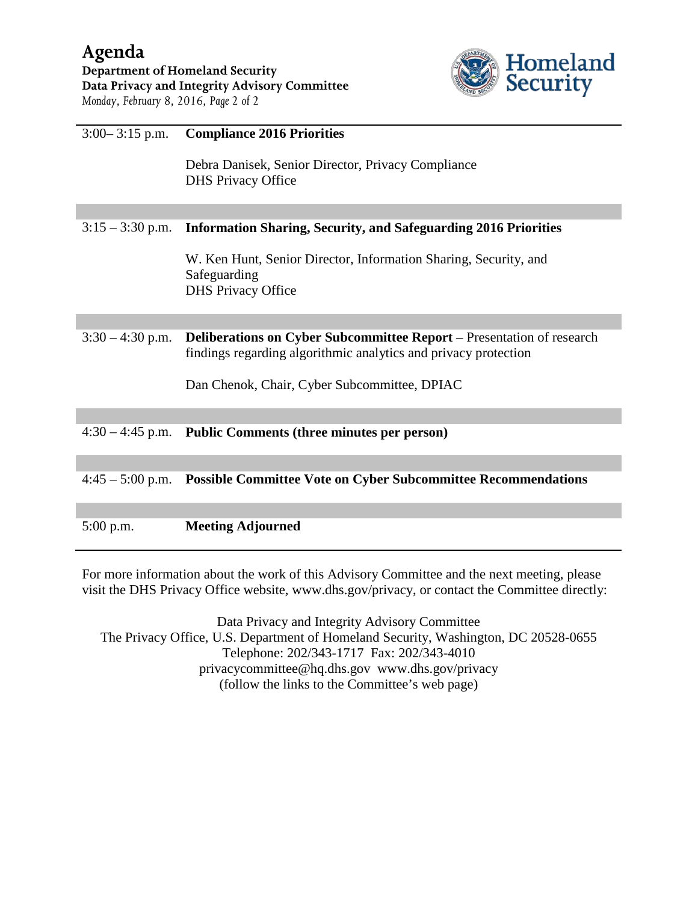| | |
|---|---|
| 3:00– 3:15 p.m. | **Compliance 2016 Priorities**<br><br>Debra Danisek, Senior Director, Privacy Compliance<br>DHS Privacy Office |
| 3:15 – 3:30 p.m. | **Information Sharing, Security, and Safeguarding 2016 Priorities**<br><br>W. Ken Hunt, Senior Director, Information Sharing, Security, and Safeguarding<br>DHS Privacy Office |
| 3:30 – 4:30 p.m. | **Deliberations on Cyber Subcommittee Report** – Presentation of research findings regarding algorithmic analytics and privacy protection<br><br>Dan Chenok, Chair, Cyber Subcommittee, DPIAC |
| 4:30 – 4:45 p.m. | **Public Comments (three minutes per person)** |
| 4:45 – 5:00 p.m. | **Possible Committee Vote on Cyber Subcommittee Recommendations** |
| 5:00 p.m. | **Meeting Adjourned** |

For more information about the work of this Advisory Committee and the next meeting, please visit the DHS Privacy Office website, www.dhs.gov/privacy, or contact the Committee directly:

Data Privacy and Integrity Advisory Committee
The Privacy Office, U.S. Department of Homeland Security, Washington, DC 20528-0655
Telephone: 202/343-1717 Fax: 202/343-4010
privacycommittee@hq.dhs.gov www.dhs.gov/privacy
(follow the links to the Committee's web page)